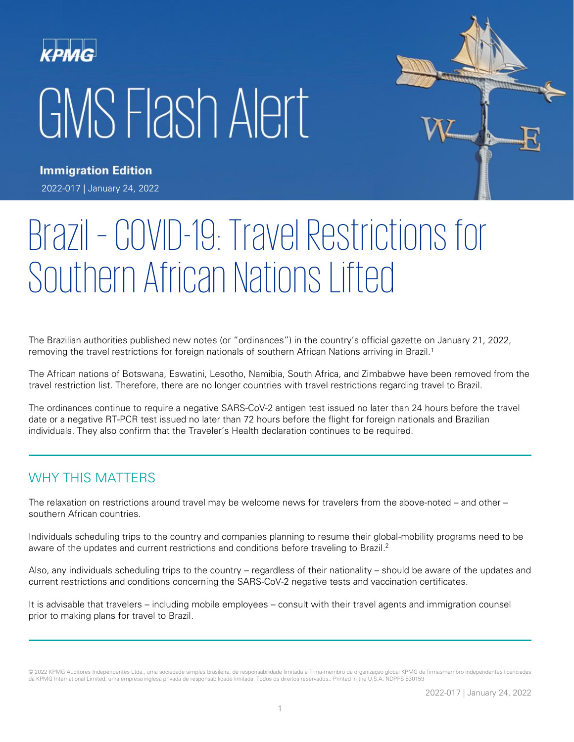KPMG

# GMS Flash Alert

**Immigration Edition**

2022-017 | January 24, 2022

# Brazil – COVID-19: Travel Restrictions for Southern African Nations Lifted

The Brazilian authorities published new notes (or "ordinances") in the country's official gazette on January 21, 2022, removing the travel restrictions for foreign nationals of southern African Nations arriving in Brazil.[1]

The African nations of Botswana, Eswatini, Lesotho, Namibia, South Africa, and Zimbabwe have been removed from the travel restriction list. Therefore, there are no longer countries with travel restrictions regarding travel to Brazil.

The ordinances continue to require a negative SARS-CoV-2 antigen test issued no later than 24 hours before the travel date or a negative RT-PCR test issued no later than 72 hours before the flight for foreign nationals and Brazilian individuals. They also confirm that the Traveler's Health declaration continues to be required.

## WHY THIS MATTERS

The relaxation on restrictions around travel may be welcome news for travelers from the above-noted – and other – southern African countries.

Individuals scheduling trips to the country and companies planning to resume their global-mobility programs need to be aware of the updates and current restrictions and conditions before traveling to Brazil.[2]

Also, any individuals scheduling trips to the country – regardless of their nationality – should be aware of the updates and current restrictions and conditions concerning the SARS-CoV-2 negative tests and vaccination certificates.

It is advisable that travelers – including mobile employees – consult with their travel agents and immigration counsel prior to making plans for travel to Brazil.

© 2022 KPMG Auditores Independentes Ltda., uma sociedade simples brasileira, de responsabilidade limitada e firma-membro da organização global KPMG de firmasmembro independentes licenciadas da KPMG International Limited, uma empresa inglesa privada de responsabilidade limitada. Todos os direitos reservados.. Printed in the U.S.A. NDPPS 530159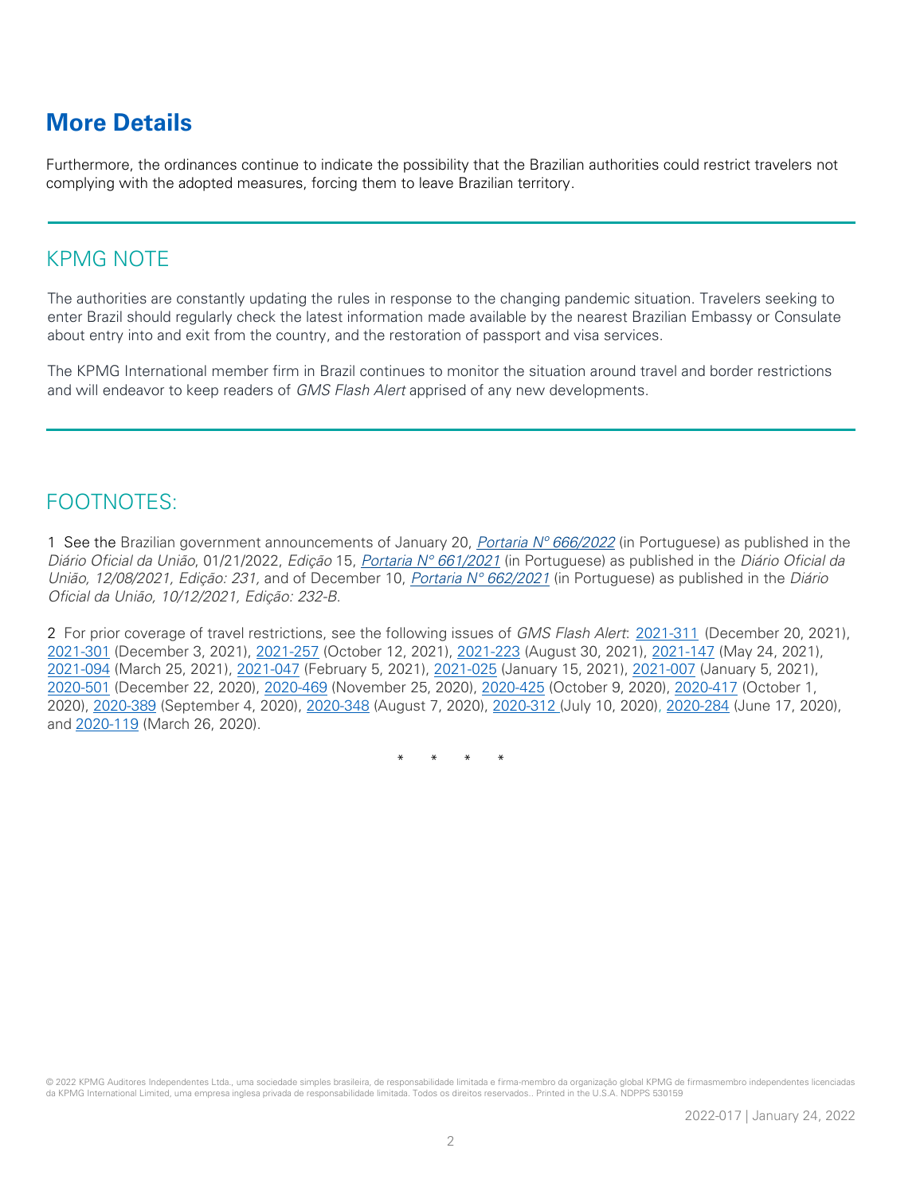## More Details

Furthermore, the ordinances continue to indicate the possibility that the Brazilian authorities could restrict travelers not complying with the adopted measures, forcing them to leave Brazilian territory.

---

## KPMG NOTE

The authorities are constantly updating the rules in response to the changing pandemic situation. Travelers seeking to enter Brazil should regularly check the latest information made available by the nearest Brazilian Embassy or Consulate about entry into and exit from the country, and the restoration of passport and visa services.

The KPMG International member firm in Brazil continues to monitor the situation around travel and border restrictions and will endeavor to keep readers of *GMS Flash Alert* apprised of any new developments.

---

## FOOTNOTES:

1 See the Brazilian government announcements of January 20, *Portaria Nº 666/2022* (in Portuguese) as published in the *Diário Oficial da União*, 01/21/2022, *Edição* 15, *Portaria N° 661/2021* (in Portuguese) as published in the *Diário Oficial da União, 12/08/2021, Edição: 231,* and of December 10, *Portaria N° 662/2021* (in Portuguese) as published in the *Diário Oficial da União, 10/12/2021, Edição: 232-B*.

2 For prior coverage of travel restrictions, see the following issues of *GMS Flash Alert*: 2021-311 (December 20, 2021), 2021-301 (December 3, 2021), 2021-257 (October 12, 2021), 2021-223 (August 30, 2021), 2021-147 (May 24, 2021), 2021-094 (March 25, 2021), 2021-047 (February 5, 2021), 2021-025 (January 15, 2021), 2021-007 (January 5, 2021), 2020-501 (December 22, 2020), 2020-469 (November 25, 2020), 2020-425 (October 9, 2020), 2020-417 (October 1, 2020), 2020-389 (September 4, 2020), 2020-348 (August 7, 2020), 2020-312 (July 10, 2020), 2020-284 (June 17, 2020), and 2020-119 (March 26, 2020).

\* \* \* \*

© 2022 KPMG Auditores Independentes Ltda., uma sociedade simples brasileira, de responsabilidade limitada e firma-membro da organização global KPMG de firmasmembro independentes licenciadas da KPMG International Limited, uma empresa inglesa privada de responsabilidade limitada. Todos os direitos reservados.. Printed in the U.S.A. NDPPS 530159

2022-017 | January 24, 2022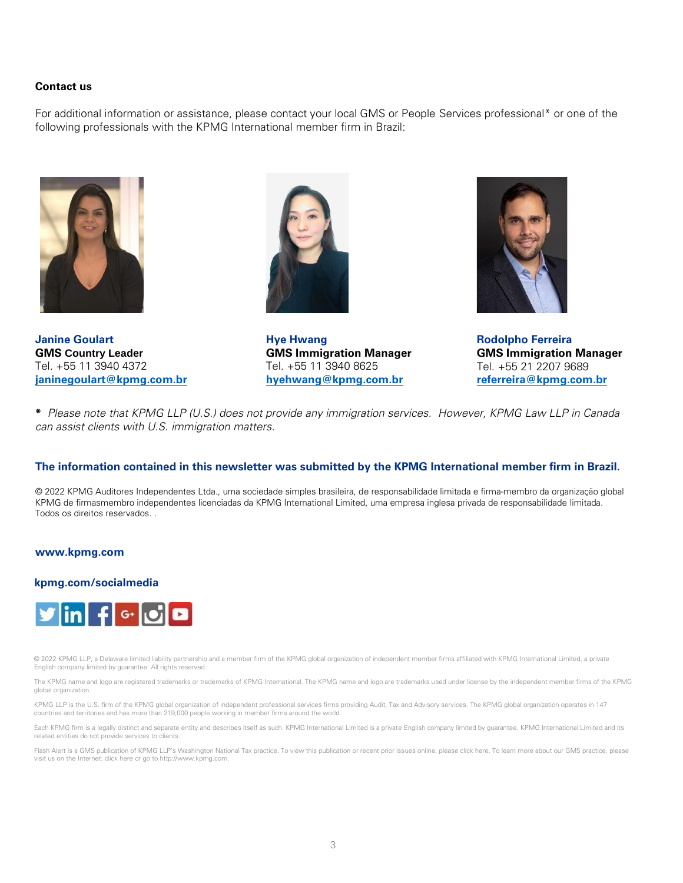**Contact us**

For additional information or assistance, please contact your local GMS or People Services professional* or one of the following professionals with the KPMG International member firm in Brazil:

**Janine Goulart**
**GMS Country Leader**
Tel. +55 11 3940 4372
**janinegoulart@kpmg.com.br**

**Hye Hwang**
**GMS Immigration Manager**
Tel. +55 11 3940 8625
**hyehwang@kpmg.com.br**

**Rodolpho Ferreira**
**GMS Immigration Manager**
Tel. +55 21 2207 9689
**referreira@kpmg.com.br**

**\*** *Please note that KPMG LLP (U.S.) does not provide any immigration services. However, KPMG Law LLP in Canada can assist clients with U.S. immigration matters.*

**The information contained in this newsletter was submitted by the KPMG International member firm in Brazil.**

© 2022 KPMG Auditores Independentes Ltda., uma sociedade simples brasileira, de responsabilidade limitada e firma-membro da organização global KPMG de firmasmembro independentes licenciadas da KPMG International Limited, uma empresa inglesa privada de responsabilidade limitada. Todos os direitos reservados. .

**www.kpmg.com**

**kpmg.com/socialmedia**

© 2022 KPMG LLP, a Delaware limited liability partnership and a member firm of the KPMG global organization of independent member firms affiliated with KPMG International Limited, a private English company limited by guarantee. All rights reserved.

The KPMG name and logo are registered trademarks or trademarks of KPMG International. The KPMG name and logo are trademarks used under license by the independent member firms of the KPMG global organization.

KPMG LLP is the U.S. firm of the KPMG global organization of independent professional services firms providing Audit, Tax and Advisory services. The KPMG global organization operates in 147 countries and territories and has more than 219,000 people working in member firms around the world.

Each KPMG firm is a legally distinct and separate entity and describes itself as such. KPMG International Limited is a private English company limited by guarantee. KPMG International Limited and its related entities do not provide services to clients.

Flash Alert is a GMS publication of KPMG LLP's Washington National Tax practice. To view this publication or recent prior issues online, please click here. To learn more about our GMS practice, please visit us on the Internet: click here or go to http://www.kpmg.com.